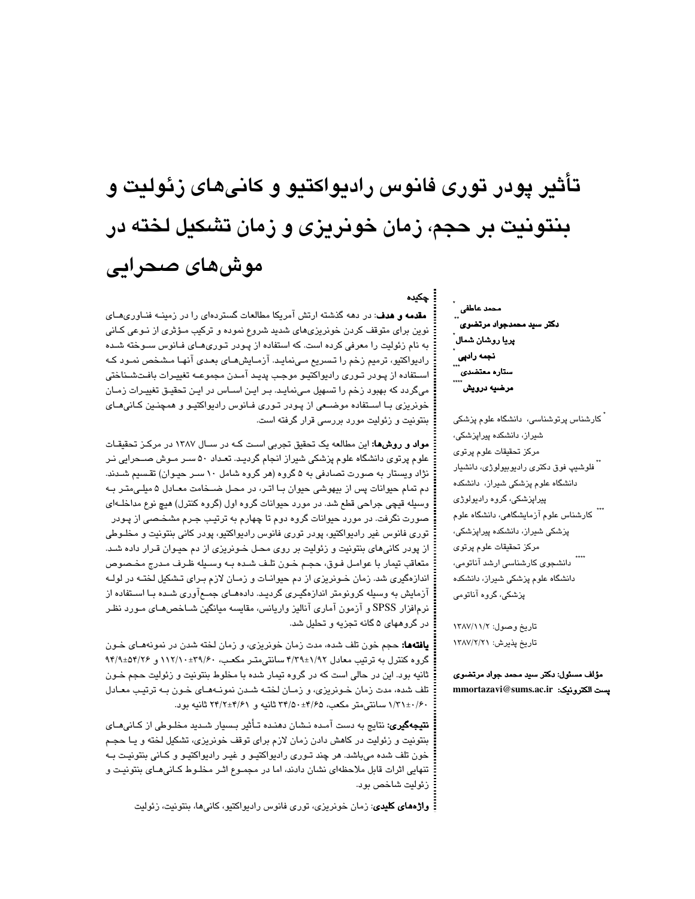# تأثیر پودر توری فانوس رادیواکتیو و کانی‌های زئولیت و بنتونیت بر حجم، زمان خونریزی و زمان تشکیل لخته در موش‌های صحرایی

**محمد عاطفی** [*]
**دکتر سید محمدجواد مرتضوی** [**]
**پریا روشان شمال** [*]
**نجمه رادپی** [*]
**ستاره معتضدی** [***]
**مرضیه درویش** [****]

[*] کارشناس پرتوشناسی، دانشگاه علوم پزشکی شیراز، دانشکده پیراپزشکی، مرکز تحقیقات علوم پرتوی

[**] فلوشیپ فوق دکتری رادیوبیولوژی، دانشیار دانشگاه علوم پزشکی شیراز، دانشکده پیراپزشکی، گروه رادیولوژی

[***] کارشناس علوم آزمایشگاهی، دانشگاه علوم پزشکی شیراز، دانشکده پیراپزشکی، مرکز تحقیقات علوم پرتوی

[****] دانشجوی کارشناسی ارشد آناتومی، دانشگاه علوم پزشکی شیراز، دانشکده پزشکی، گروه آناتومی

تاریخ وصول: ۱۳۸۷/۱۱/۲

تاریخ پذیرش: ۱۳۸۷/۲/۲۱

**مؤلف مسئول: دکتر سید محمد جواد مرتضوی**

**پست الکترونیک:** mmortazavi@sums.ac.ir

## چکیده

**مقدمه و هدف:** در دهه گذشته ارتش آمریکا مطالعات گسترده‌ای را در زمینه فناوری‌های نوین برای متوقف کردن خونریزی‌های شدید شروع نموده و ترکیب مؤثری از نوعی کانی به نام زئولیت را معرفی کرده است. که استفاده از پودر توری‌های فانوس سوخته شده رادیواکتیو، ترمیم زخم را تسریع می‌نماید. آزمایش‌های بعدی آنها مشخص نمود که استفاده از پودر توری رادیواکتیو موجب پدید آمدن مجموعه تغییرات بافت‌شناختی می‌گردد که بهبود زخم را تسهیل می‌نماید. بر این اساس در این تحقیق تغییرات زمان خونریزی با استفاده موضعی از پودر توری فانوس رادیواکتیو و همچنین کانی‌های بنتونیت و زئولیت مورد بررسی قرار گرفته است.

**مواد و روش‌ها:** این مطالعه یک تحقیق تجربی است که در سال ۱۳۸۷ در مرکز تحقیقات علوم پرتوی دانشگاه علوم پزشکی شیراز انجام گردید. تعداد ۵۰ سر موش صحرایی نر نژاد ویستار به صورت تصادفی به ۵ گروه (هر گروه شامل ۱۰ سر حیوان) تقسیم شدند. دم تمام حیوانات پس از بیهوشی حیوان با اتر، در محل ضخامت معادل ۵ میلی‌متر به وسیله قیچی جراحی قطع شد. در مورد حیوانات گروه اول (گروه کنترل) هیچ نوع مداخله‌ای صورت نگرفت. در مورد حیوانات گروه دوم تا چهارم به ترتیب جرم مشخصی از پودر توری فانوس غیر رادیواکتیو، پودر توری فانوس رادیواکتیو، پودر کانی بنتونیت و مخلوطی از پودر کانی‌های بنتونیت و زئولیت بر روی محل خونریزی از دم حیوان قرار داده شد. متعاقب تیمار با عوامل فوق، حجم خون تلف شده به وسیله ظرف مدرج مخصوص اندازه‌گیری شد. زمان خونریزی از دم حیوانات و زمان لازم برای تشکیل لخته در لوله آزمایش به وسیله کرونومتر اندازه‌گیری گردید. داده‌های جمع‌آوری شده با استفاده از نرم‌افزار SPSS و آزمون آماری آنالیز واریانس، مقایسه میانگین شاخص‌های مورد نظر در گروههای ۵ گانه تجزیه و تحلیل شد.

**یافته‌ها:** حجم خون تلف شده، مدت زمان خونریزی، و زمان لخته شدن در نمونه‌های خون گروه کنترل به ترتیب معادل ۱/۹۲±۴/۳۹ سانتی‌متر مکعب، ۳۹/۶۰±۱۱۲/۱۰ و ۵۴/۲۶±۹۴/۹ ثانیه بود. این در حالی است که در گروه تیمار شده با مخلوط بنتونیت و زئولیت حجم خون تلف شده، مدت زمان خونریزی، و زمان لخته شدن نمونه‌های خون به ترتیب معادل ۰/۶۰±۱/۳۱ سانتی‌متر مکعب، ۴/۶۵±۳۴/۵۰ ثانیه و ۴/۶۱±۲۴/۲ ثانیه بود.

**نتیجه‌گیری:** نتایج به دست آمده نشان دهنده تأثیر بسیار شدید مخلوطی از کانی‌های بنتونیت و زئولیت در کاهش دادن زمان لازم برای توقف خونریزی، تشکیل لخته و یا حجم خون تلف شده می‌باشد. هر چند توری رادیواکتیو و غیر رادیواکتیو و کانی بنتونیت به تنهایی اثرات قابل ملاحظه‌ای نشان دادند، اما در مجموع اثر مخلوط کانی‌های بنتونیت و زئولیت شاخص بود.

**واژه‌های کلیدی:** زمان خونریزی، توری فانوس رادیواکتیو، کانی‌ها، بنتونیت، زئولیت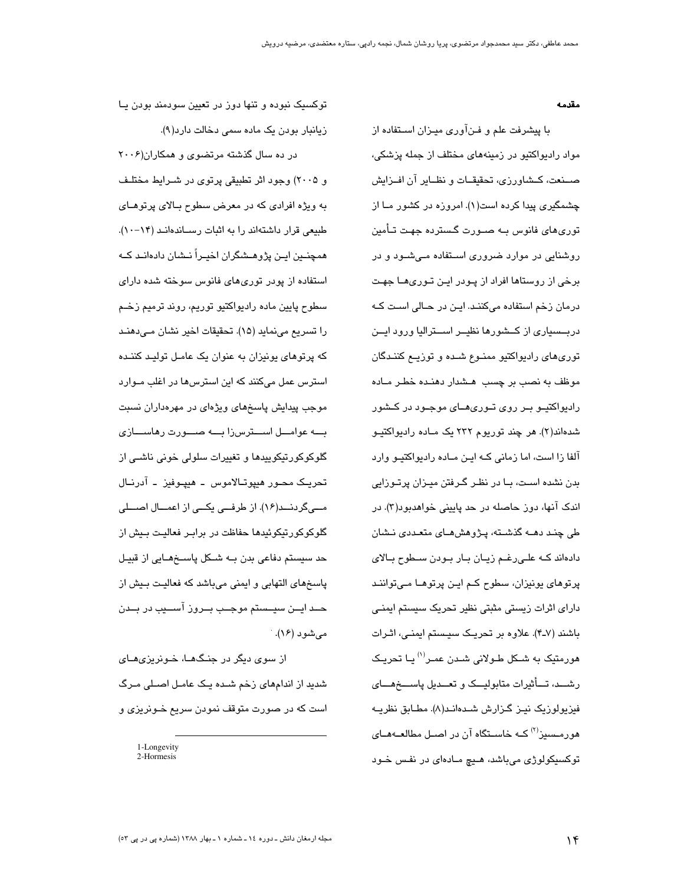## مقدمه

با پیشرفت علم و فن‌آوری میزان استفاده از مواد رادیواکتیو در زمینه‌های مختلف از جمله پزشکی، صنعت، کشاورزی، تحقیقات و نظایر آن افزایش چشمگیری پیدا کرده است(۱). امروزه در کشور ما از توری‌های فانوس به صورت گسترده جهت تأمین روشنایی در موارد ضروری استفاده می‌شود و در برخی از روستاها افراد از پودر این توری‌ها جهت درمان زخم استفاده می‌کنند. این در حالی است که دربسیاری از کشورها نظیر استرالیا ورود این توری‌های رادیواکتیو ممنوع شده و توزیع کنندگان موظف به نصب بر چسب هشدار دهنده خطر ماده رادیواکتیو بر روی توری‌های موجود در کشور شده‌اند(۲). هر چند توریوم ۲۳۲ یک ماده رادیواکتیو آلفا زا است، اما زمانی که این ماده رادیواکتیو وارد بدن نشده است، با در نظر گرفتن میزان پرتوزایی اندک آنها، دوز حاصله در حد پایینی خواهدبود(۳). در طی چند دهه گذشته، پژوهش‌های متعددی نشان داده‌اند که علی‌رغم زیان بار بودن سطوح بالای پرتوهای یونیزان، سطوح کم این پرتوها می‌توانند دارای اثرات زیستی مثبتی نظیر تحریک سیستم ایمنی باشند (۷-۴). علاوه بر تحریک سیستم ایمنی، اثرات هورمتیک به شکل طولانی شدن عمر[1] یا تحریک رشد، تأثیرات متابولیک و تعدیل پاسخ‌های فیزیولوژیک نیز گزارش شده‌اند(۸). مطابق نظریه هورمسیز[2] که خاستگاه آن در اصل مطالعه‌های توکسیکولوژی می‌باشد، هیچ ماده‌ای در نفس خود توکسیک نبوده و تنها دوز در تعیین سودمند بودن یا زیانبار بودن یک ماده سمی دخالت دارد(۹).

در ده سال گذشته مرتضوی و همکاران(۲۰۰۶ و ۲۰۰۵) وجود اثر تطبیقی پرتوی در شرایط مختلف به ویژه افرادی که در معرض سطوح بالای پرتوهای طبیعی قرار داشته‌اند را به اثبات رسانده‌اند (۱۴-۱۰). همچنین این پژوهشگران اخیراً نشان داده‌اند که استفاده از پودر توری‌های فانوس سوخته شده دارای سطوح پایین ماده رادیواکتیو توریم، روند ترمیم زخم را تسریع می‌نماید (۱۵). تحقیقات اخیر نشان می‌دهند که پرتوهای یونیزان به عنوان یک عامل تولید کننده استرس عمل می‌کنند که این استرس‌ها در اغلب موارد موجب پیدایش پاسخ‌های ویژه‌ای در مهره‌داران نسبت به عوامل استرس‌زا به صورت رهاسازی گلوکوکورتیکوییدها و تغییرات سلولی خونی ناشی از تحریک محور هیپوتالاموس - هیپوفیز - آدرنال می‌گردند(۱۶). از طرفی یکی از اعمال اصلی گلوکوکورتیکوئیدها حفاظت در برابر فعالیت بیش از حد سیستم دفاعی بدن به شکل پاسخ‌هایی از قبیل پاسخ‌های التهابی و ایمنی می‌باشد که فعالیت بیش از حد این سیستم موجب بروز آسیب در بدن می‌شود (۱۶).

از سوی دیگر در جنگ‌ها، خونریزی‌های شدید از اندام‌های زخم شده یک عامل اصلی مرگ است که در صورت متوقف نمودن سریع خونریزی و

---

1-Longevity
2-Hormesis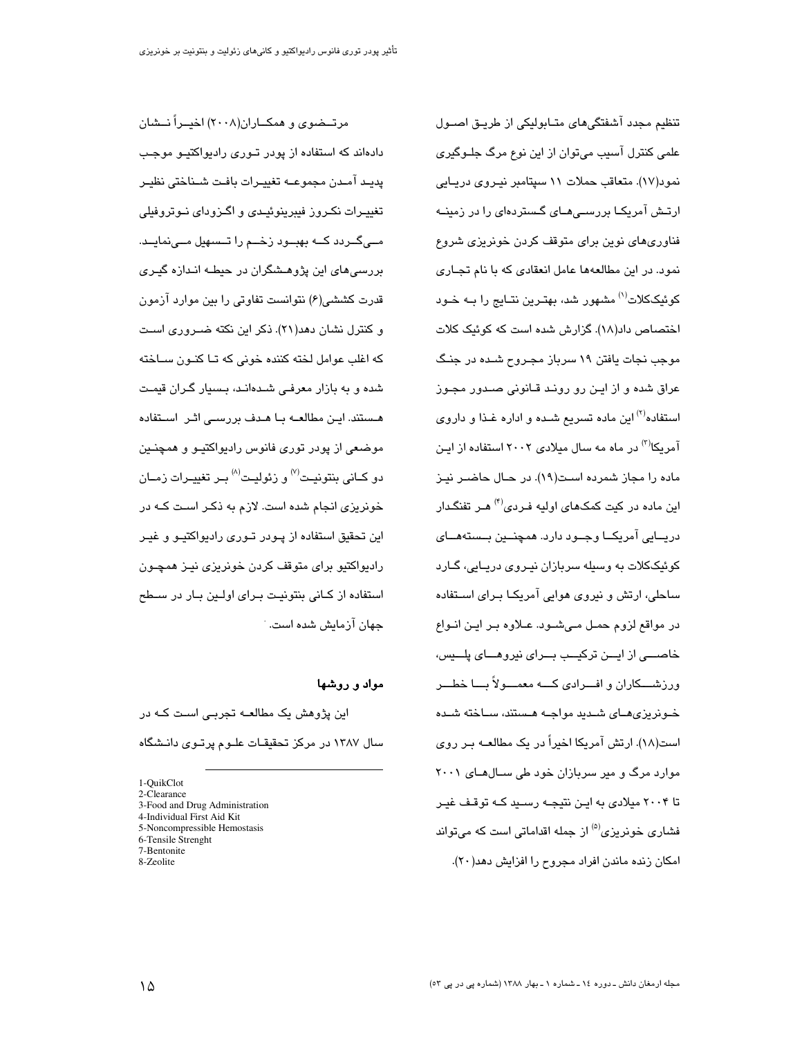تنظیم مجدد آشفتگی‌های متابولیکی از طریق اصول علمی کنترل آسیب می‌توان از این نوع مرگ جلوگیری نمود(۱۷). متعاقب حملات ۱۱ سپتامبر نیروی دریایی ارتش آمریکا بررسی‌های گسترده‌ای را در زمینه فناوری‌های نوین برای متوقف کردن خونریزی شروع نمود. در این مطالعه‌ها عامل انعقادی که با نام تجاری کوئیک‌کلات[۱] مشهور شد، بهترین نتایج را به خود اختصاص داد(۱۸). گزارش شده است که کوئیک کلات موجب نجات یافتن ۱۹ سرباز مجروح شده در جنگ عراق شده و از این رو روند قانونی صدور مجوز استفاده[۲] این ماده تسریع شده و اداره غذا و داروی آمریکا[۳] در ماه مه سال میلادی ۲۰۰۲ استفاده از این ماده را مجاز شمرده است(۱۹). در حال حاضر نیز این ماده در کیت کمک‌های اولیه فردی[۴] هر تفنگدار دریایی آمریکا وجود دارد. همچنین بسته‌های کوئیک‌کلات به وسیله سربازان نیروی دریایی، گارد ساحلی، ارتش و نیروی هوایی آمریکا برای استفاده در مواقع لزوم حمل می‌شود. علاوه بر این انواع خاصی از این ترکیب برای نیروهای پلیس، ورزشکاران و افرادی که معمولاً با خطر خونریزی‌های شدید مواجه هستند، ساخته شده است(۱۸). ارتش آمریکا اخیراً در یک مطالعه بر روی موارد مرگ و میر سربازان خود طی سال‌های ۲۰۰۱ تا ۲۰۰۴ میلادی به این نتیجه رسید که توقف غیر فشاری خونریزی[۵] از جمله اقداماتی است که می‌تواند امکان زنده ماندن افراد مجروح را افزایش دهد(۲۰).

مرتضوی و همکاران(۲۰۰۸) اخیراً نشان داده‌اند که استفاده از پودر توری رادیواکتیو موجب پدید آمدن مجموعه تغییرات بافت شناختی نظیر تغییرات نکروز فیبرینوئیدی و اگزودای نوتروفیلی می‌گردد که بهبود زخم را تسهیل می‌نماید. بررسی‌های این پژوهشگران در حیطه اندازه گیری قدرت کششی[۶] نتوانست تفاوتی را بین موارد آزمون و کنترل نشان دهد(۲۱). ذکر این نکته ضروری است که اغلب عوامل لخته کننده خونی که تا کنون ساخته شده و به بازار معرفی شده‌اند، بسیار گران قیمت هستند. این مطالعه با هدف بررسی اثر استفاده موضعی از پودر توری فانوس رادیواکتیو و همچنین دو کانی بنتونیت[۷] و زئولیت[۸] بر تغییرات زمان خونریزی انجام شده است. لازم به ذکر است که در این تحقیق استفاده از پودر توری رادیواکتیو و غیر رادیواکتیو برای متوقف کردن خونریزی نیز همچون استفاده از کانی بنتونیت برای اولین بار در سطح جهان آزمایش شده است.

## مواد و روشها

این پژوهش یک مطالعه تجربی است که در سال ۱۳۸۷ در مرکز تحقیقات علوم پرتوی دانشگاه

---

1-QuikClot
2-Clearance
3-Food and Drug Administration
4-Individual First Aid Kit
5-Noncompressible Hemostasis
6-Tensile Strenght
7-Bentonite
8-Zeolite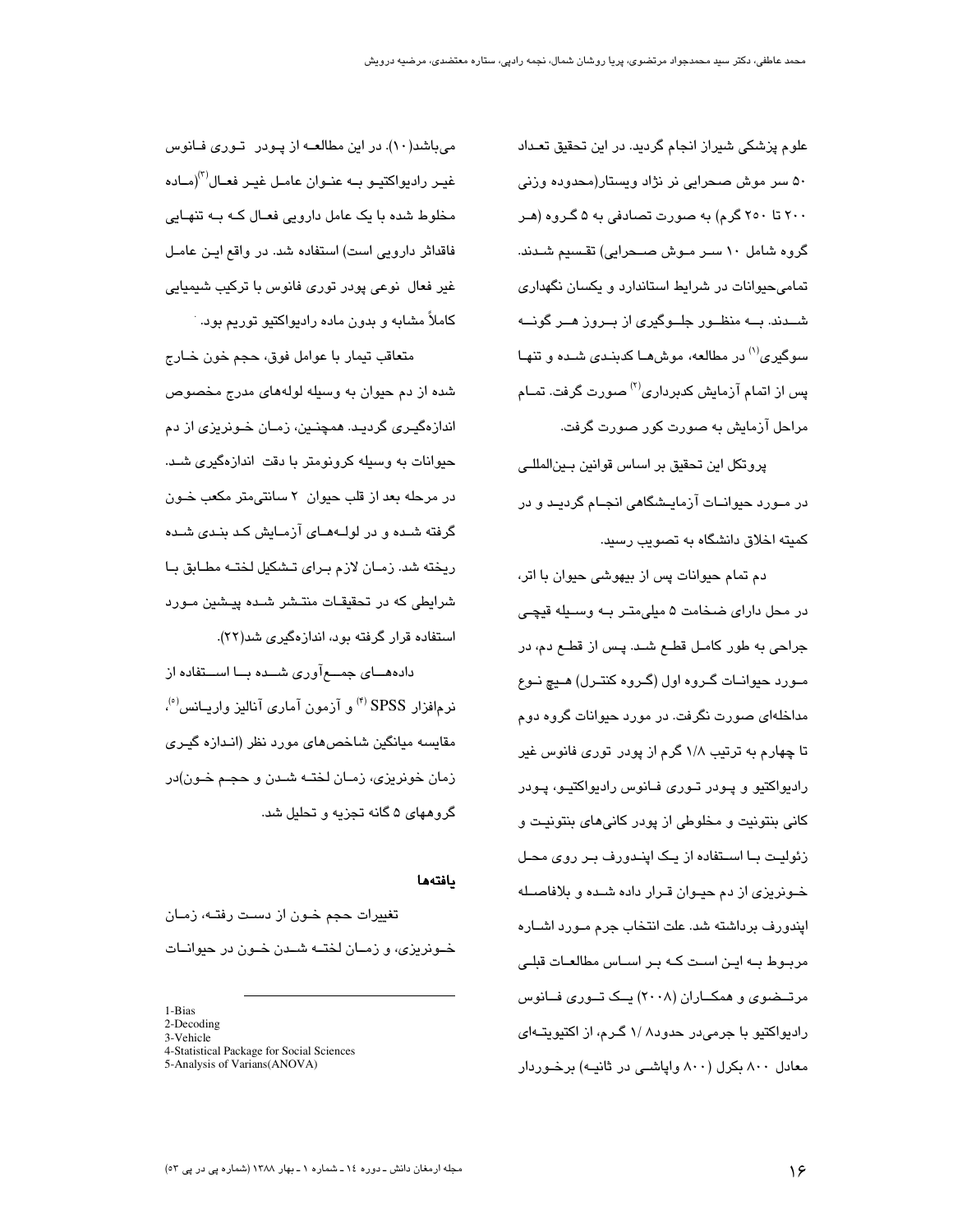علوم پزشکی شیراز انجام گردید. در این تحقیق تعداد ۵۰ سر موش صحرایی نر نژاد ویستار(محدوده وزنی ۲۰۰ تا ۲۵۰ گرم) به صورت تصادفی به ۵ گروه (هر گروه شامل ۱۰ سر موش صحرایی) تقسیم شدند. تمامی‌حیوانات در شرایط استاندارد و یکسان نگهداری شدند. به منظور جلوگیری از بروز هر گونه سوگیری[1] در مطالعه، موش‌ها کدبندی شده و تنها پس از اتمام آزمایش کدبرداری[2] صورت گرفت. تمام مراحل آزمایش به صورت کور صورت گرفت.

پروتکل این تحقیق بر اساس قوانین بین‌المللی در مورد حیوانات آزمایشگاهی انجام گردید و در کمیته اخلاق دانشگاه به تصویب رسید.

دم تمام حیوانات پس از بیهوشی حیوان با اتر، در محل دارای ضخامت ۵ میلی‌متر به وسیله قیچی جراحی به طور کامل قطع شد. پس از قطع دم، در مورد حیوانات گروه اول (گروه کنترل) هیچ نوع مداخله‌ای صورت نگرفت. در مورد حیوانات گروه دوم تا چهارم به ترتیب ۱/۸ گرم از پودر توری فانوس غیر رادیواکتیو و پودر توری فانوس رادیواکتیو، پودر کانی بنتونیت و مخلوطی از پودر کانی‌های بنتونیت و زئولیت با استفاده از یک اپندورف بر روی محل خونریزی از دم حیوان قرار داده شده و بلافاصله اپندورف برداشته شد. علت انتخاب جرم مورد اشاره مربوط به این است که بر اساس مطالعات قبلی مرتضوی و همکاران (۲۰۰۸) یک توری فانوس رادیواکتیو با جرمی‌در حدود۸ /۱ گرم، از اکتیویته‌ای معادل ۸۰۰ بکرل (۸۰۰ واپاشی در ثانیه) برخوردار می‌باشد(۱۰). در این مطالعه از پودر توری فانوس غیر رادیواکتیو به عنوان عامل غیر فعال[3](ماده مخلوط شده با یک عامل دارویی فعال که به تنهایی فاقداثر دارویی است) استفاده شد. در واقع این عامل غیر فعال نوعی پودر توری فانوس با ترکیب شیمیایی کاملاً مشابه و بدون ماده رادیواکتیو توریم بود.

متعاقب تیمار با عوامل فوق، حجم خون خارج شده از دم حیوان به وسیله لوله‌های مدرج مخصوص اندازه‌گیری گردید. همچنین، زمان خونریزی از دم حیوانات به وسیله کرونومتر با دقت اندازه‌گیری شد. در مرحله بعد از قلب حیوان ۲ سانتی‌متر مکعب خون گرفته شده و در لوله‌های آزمایش کد بندی شده ریخته شد. زمان لازم برای تشکیل لخته مطابق با شرایطی که در تحقیقات منتشر شده پیشین مورد استفاده قرار گرفته بود، اندازه‌گیری شد(۲۲).

داده‌های جمع‌آوری شده با استفاده از نرم‌افزار SPSS [4] و آزمون آماری آنالیز واریانس[5]، مقایسه میانگین شاخص‌های مورد نظر (اندازه گیری زمان خونریزی، زمان لخته شدن و حجم خون)در گروههای ۵ گانه تجزیه و تحلیل شد.

## یافته‌ها

تغییرات حجم خون از دست رفته، زمان خونریزی، و زمان لخته شدن خون در حیوانات

---

1-Bias
2-Decoding
3-Vehicle
4-Statistical Package for Social Sciences
5-Analysis of Varians(ANOVA)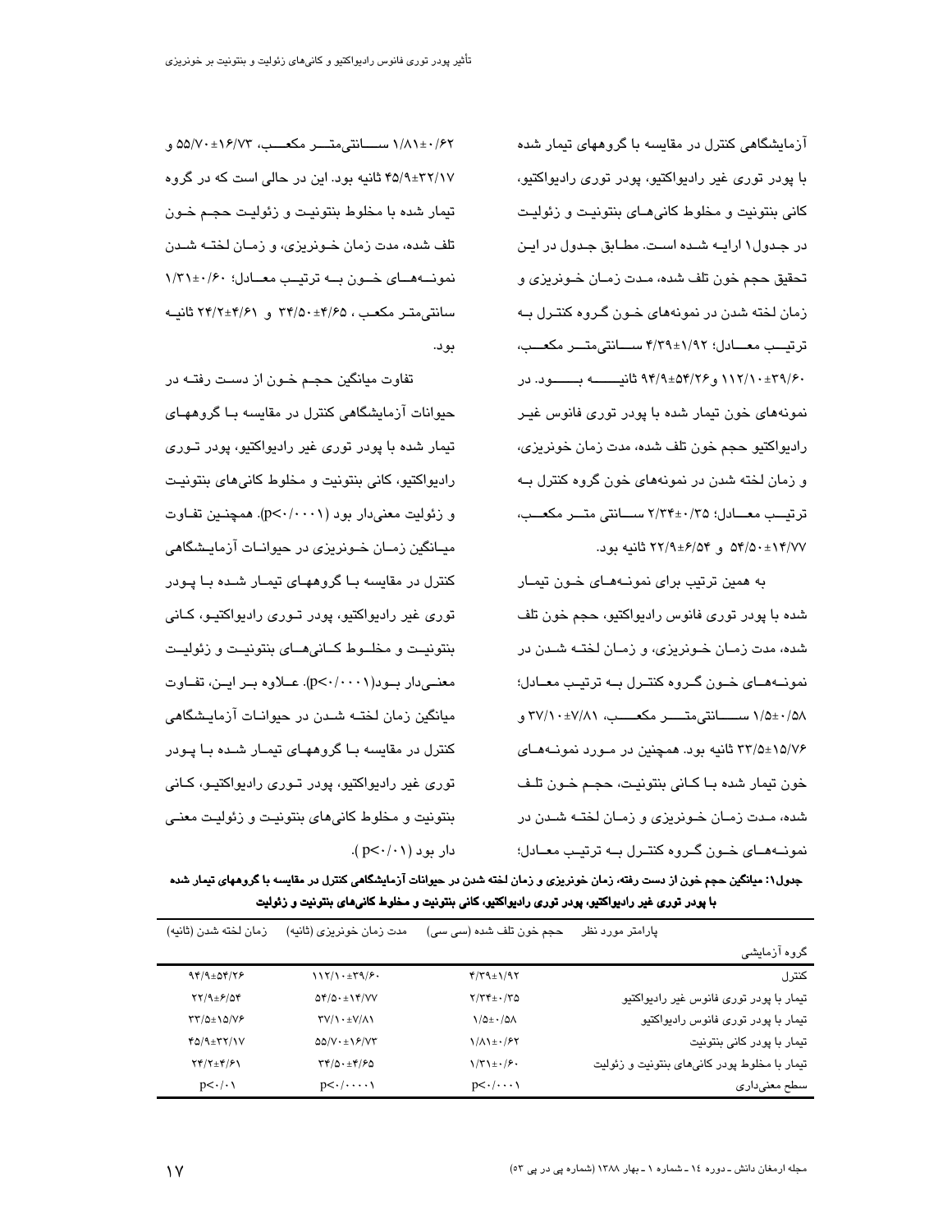آزمایشگاهی کنترل در مقایسه با گروههای تیمار شده با پودر توری غیر رادیواکتیو، پودر توری رادیواکتیو، کانی بنتونیت و مخلوط کانی‌های بنتونیت و زئولیت در جدول۱ ارایه شده است. مطابق جدول در این تحقیق حجم خون تلف شده، مدت زمان خونریزی و زمان لخته شدن در نمونه‌های خون گروه کنترل به ترتیب معادل؛ ۱/۹۲±۴/۳۹ سانتی‌متر مکعب، ۳۹/۶۰±۱۱۲/۱۰ و ۵۴/۲۶±۹۴/۹ ثانیه بود. در نمونه‌های خون تیمار شده با پودر توری فانوس غیر رادیواکتیو حجم خون تلف شده، مدت زمان خونریزی، و زمان لخته شدن در نمونه‌های خون گروه کنترل به ترتیب معادل؛ ۰/۳۵±۲/۳۴ سانتی متر مکعب، ۱۴/۷۷±۵۴/۵۰ و ۶/۵۴±۲۲/۹ ثانیه بود.

به همین ترتیب برای نمونه‌های خون تیمار شده با پودر توری فانوس رادیواکتیو، حجم خون تلف شده، مدت زمان خونریزی، و زمان لخته شدن در نمونه‌های خون گروه کنترل به ترتیب معادل؛ ۰/۵۸±۱/۵ سانتی‌متر مکعب، ۷/۸۱±۳۷/۱۰ و ۱۵/۷۶±۳۳/۵ ثانیه بود. همچنین در مورد نمونه‌های خون تیمار شده با کانی بنتونیت، حجم خون تلف شده، مدت زمان خونریزی و زمان لخته شدن در نمونه‌های خون گروه کنترل به ترتیب معادل؛ ۰/۶۲±۱/۸۱ سانتی‌متر مکعب، ۱۶/۷۳±۵۵/۷۰ و ۳۲/۱۷±۴۵/۹ ثانیه بود. این در حالی است که در گروه تیمار شده با مخلوط بنتونیت و زئولیت حجم خون تلف شده، مدت زمان خونریزی، و زمان لخته شدن نمونه‌های خون به ترتیب معادل؛ ۰/۶۰±۱/۳۱ سانتی‌متر مکعب ، ۴/۶۵±۳۴/۵۰ و ۴/۶۱±۲۴/۲ ثانیه بود.

تفاوت میانگین حجم خون از دست رفته در حیوانات آزمایشگاهی کنترل در مقایسه با گروههای تیمار شده با پودر توری غیر رادیواکتیو، پودر توری رادیواکتیو، کانی بنتونیت و مخلوط کانی‌های بنتونیت و زئولیت معنی‌دار بود ($p<0/0001$). همچنین تفاوت میانگین زمان خونریزی در حیوانات آزمایشگاهی کنترل در مقایسه با گروههای تیمار شده با پودر توری غیر رادیواکتیو، پودر توری رادیواکتیو، کانی بنتونیت و مخلوط کانی‌های بنتونیت و زئولیت معنی‌دار بود($p<0/0001$). علاوه بر این، تفاوت میانگین زمان لخته شدن در حیوانات آزمایشگاهی کنترل در مقایسه با گروههای تیمار شده با پودر توری غیر رادیواکتیو، پودر توری رادیواکتیو، کانی بنتونیت و مخلوط کانی‌های بنتونیت و زئولیت معنی دار بود ($p<0/01$ ).

**جدول۱: میانگین حجم خون از دست رفته، زمان خونریزی و زمان لخته شدن در حیوانات آزمایشگاهی کنترل در مقایسه با گروههای تیمار شده با پودر توری غیر رادیواکتیو، پودر توری رادیواکتیو، کانی بنتونیت و مخلوط کانی‌های بنتونیت و زئولیت**

| پارامتر مورد نظر / گروه آزمایشی | حجم خون تلف شده (سی سی) | مدت زمان خونریزی (ثانیه) | زمان لخته شدن (ثانیه) |
|---|---|---|---|
| کنترل | ۱/۹۲±۴/۳۹ | ۳۹/۶۰±۱۱۲/۱۰ | ۵۴/۲۶±۹۴/۹ |
| تیمار با پودر توری فانوس غیر رادیواکتیو | ۰/۳۵±۲/۳۴ | ۱۴/۷۷±۵۴/۵۰ | ۶/۵۴±۲۲/۹ |
| تیمار با پودر توری فانوس رادیواکتیو | ۰/۵۸±۱/۵ | ۷/۸۱±۳۷/۱۰ | ۱۵/۷۶±۳۳/۵ |
| تیمار با پودر کانی بنتونیت | ۰/۶۲±۱/۸۱ | ۱۶/۷۳±۵۵/۷۰ | ۳۲/۱۷±۴۵/۹ |
| تیمار با مخلوط پودر کانی‌های بنتونیت و زئولیت | ۰/۶۰±۱/۳۱ | ۴/۶۵±۳۴/۵۰ | ۴/۶۱±۲۴/۲ |
| سطح معنی‌داری | $p<0/0001$ | $p<0/0001$ | $p<0/01$ |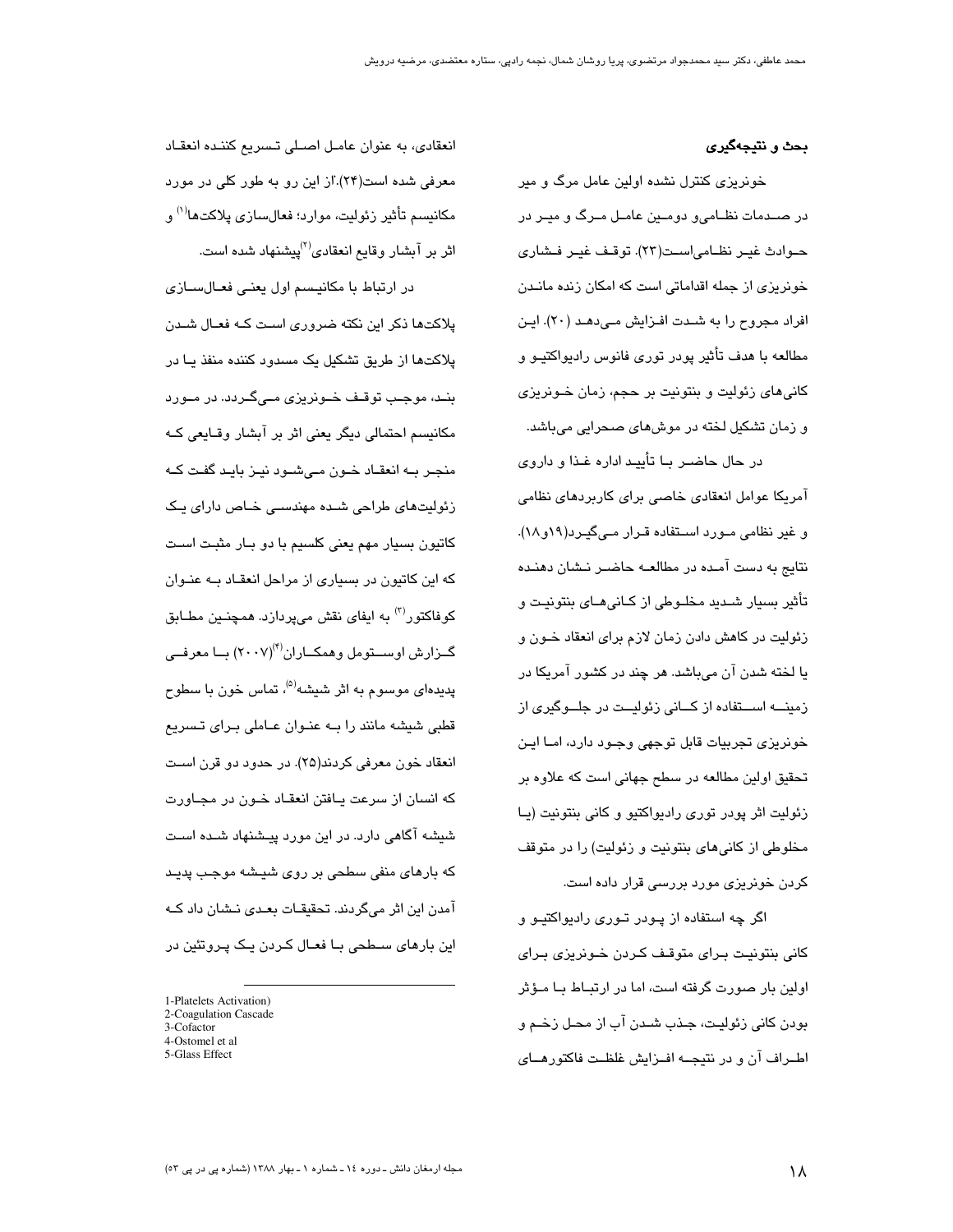## بحث و نتیجه‌گیری

خونریزی کنترل نشده اولین عامل مرگ و میر در صدمات نظامی‌و دومین عامل مرگ و میر در حوادث غیر نظامی‌است(۲۳). توقف غیر فشاری خونریزی از جمله اقداماتی است که امکان زنده ماندن افراد مجروح را به شدت افزایش می‌دهد (۲۰). این مطالعه با هدف تأثیر پودر توری فانوس رادیواکتیو و کانی‌های زئولیت و بنتونیت بر حجم، زمان خونریزی و زمان تشکیل لخته در موش‌های صحرایی می‌باشد.

در حال حاضر با تأیید اداره غذا و داروی آمریکا عوامل انعقادی خاصی برای کاربردهای نظامی و غیر نظامی مورد استفاده قرار می‌گیرد(۱۹و۱۸). نتایج به دست آمده در مطالعه حاضر نشان دهنده تأثیر بسیار شدید مخلوطی از کانی‌های بنتونیت و زئولیت در کاهش دادن زمان لازم برای انعقاد خون و یا لخته شدن آن می‌باشد. هر چند در کشور آمریکا در زمینه استفاده از کانی زئولیت در جلوگیری از خونریزی تجربیات قابل توجهی وجود دارد، اما این تحقیق اولین مطالعه در سطح جهانی است که علاوه بر زئولیت اثر پودر توری رادیواکتیو و کانی بنتونیت (یا مخلوطی از کانی‌های بنتونیت و زئولیت) را در متوقف کردن خونریزی مورد بررسی قرار داده است.

اگر چه استفاده از پودر توری رادیواکتیو و کانی بنتونیت برای متوقف کردن خونریزی برای اولین بار صورت گرفته است، اما در ارتباط با مؤثر بودن کانی زئولیت، جذب شدن آب از محل زخم و اطراف آن و در نتیجه افزایش غلظت فاکتورهای انعقادی، به عنوان عامل اصلی تسریع کننده انعقاد معرفی شده است(۲۴).از این رو به طور کلی در مورد مکانیسم تأثیر زئولیت، موارد؛ فعال‌سازی پلاکت‌ها[1] و اثر بر آبشار وقایع انعقادی[2]پیشنهاد شده است.

در ارتباط با مکانیسم اول یعنی فعال‌سازی پلاکت‌ها ذکر این نکته ضروری است که فعال شدن پلاکت‌ها از طریق تشکیل یک مسدود کننده منفذ یا در بند، موجب توقف خونریزی می‌گردد. در مورد مکانیسم احتمالی دیگر یعنی اثر بر آبشار وقایعی که منجر به انعقاد خون می‌شود نیز باید گفت که زئولیت‌های طراحی شده مهندسی خاص دارای یک کاتیون بسیار مهم یعنی کلسیم با دو بار مثبت است که این کاتیون در بسیاری از مراحل انعقاد به عنوان کوفاکتور[3] به ایفای نقش می‌پردازد. همچنین مطابق گزارش اوستومل وهمکاران[4](۲۰۰۷) با معرفی پدیده‌ای موسوم به اثر شیشه[5]، تماس خون با سطوح قطبی شیشه مانند را به عنوان عاملی برای تسریع انعقاد خون معرفی کردند(۲۵). در حدود دو قرن است که انسان از سرعت یافتن انعقاد خون در مجاورت شیشه آگاهی دارد. در این مورد پیشنهاد شده است که بارهای منفی سطحی بر روی شیشه موجب پدید آمدن این اثر می‌گردند. تحقیقات بعدی نشان داد که این بارهای سطحی با فعال کردن یک پروتئین در

---

1-Platelets Activation)
2-Coagulation Cascade
3-Cofactor
4-Ostomel et al
5-Glass Effect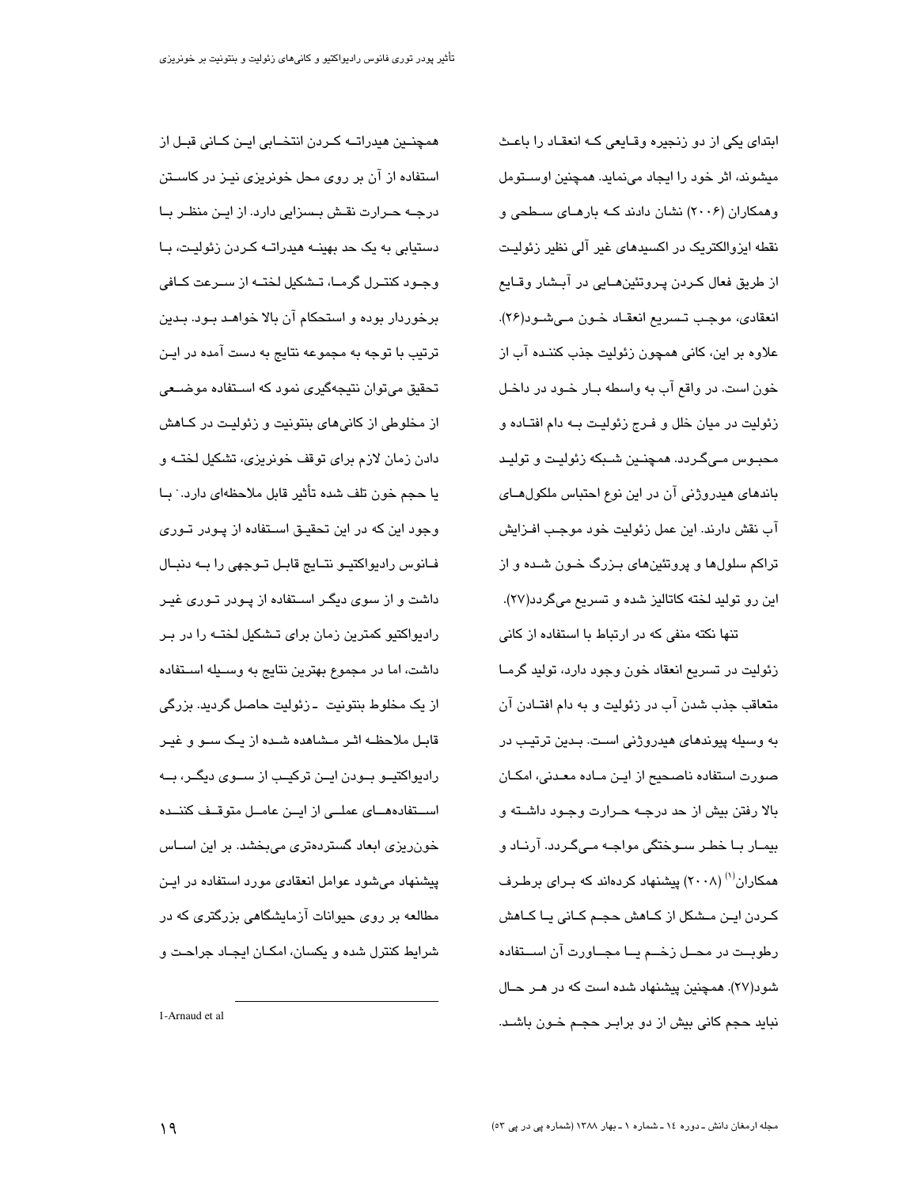ابتدای یکی از دو زنجیره وقایعی که انعقاد را باعث میشوند، اثر خود را ایجاد می‌نماید. همچنین اوستومل وهمکاران (۲۰۰۶) نشان دادند که بارهای سطحی و نقطه ایزوالکتریک در اکسیدهای غیر آلی نظیر زئولیت از طریق فعال کردن پروتئین‌هایی در آبشار وقایع انعقادی، موجب تسریع انعقاد خون می‌شود(۲۶). علاوه بر این، کانی همچون زئولیت جذب کننده آب از خون است. در واقع آب به واسطه بار خود در داخل زئولیت در میان خلل و فرج زئولیت به دام افتاده و محبوس می‌گردد. همچنین شبکه زئولیت و تولید باندهای هیدروژنی آن در این نوع احتباس ملکول‌های آب نقش دارند. این عمل زئولیت خود موجب افزایش تراکم سلول‌ها و پروتئین‌های بزرگ خون شده و از این رو تولید لخته کاتالیز شده و تسریع می‌گردد(۲۷).

تنها نکته منفی که در ارتباط با استفاده از کانی زئولیت در تسریع انعقاد خون وجود دارد، تولید گرما متعاقب جذب شدن آب در زئولیت و به دام افتادن آن به وسیله پیوندهای هیدروژنی است. بدین ترتیب در صورت استفاده ناصحیح از این ماده معدنی، امکان بالا رفتن بیش از حد درجه حرارت وجود داشته و بیمار با خطر سوختگی مواجه می‌گردد. آرناد و همکاران[1] (۲۰۰۸) پیشنهاد کرده‌اند که برای برطرف کردن این مشکل از کاهش حجم کانی یا کاهش رطوبت در محل زخم یا مجاورت آن استفاده شود(۲۷). همچنین پیشنهاد شده است که در هر حال نباید حجم کانی بیش از دو برابر حجم خون باشد.

همچنین هیدراته کردن انتخابی این کانی قبل از استفاده از آن بر روی محل خونریزی نیز در کاستن درجه حرارت نقش بسزایی دارد. از این منظر با دستیابی به یک حد بهینه هیدراته کردن زئولیت، با وجود کنترل گرما، تشکیل لخته از سرعت کافی برخوردار بوده و استحکام آن بالا خواهد بود. بدین ترتیب با توجه به مجموعه نتایج به دست آمده در این تحقیق می‌توان نتیجه‌گیری نمود که استفاده موضعی از مخلوطی از کانی‌های بنتونیت و زئولیت در کاهش دادن زمان لازم برای توقف خونریزی، تشکیل لخته و یا حجم خون تلف شده تأثیر قابل ملاحظه‌ای دارد. با وجود این که در این تحقیق استفاده از پودر توری فانوس رادیواکتیو نتایج قابل توجهی را به دنبال داشت و از سوی دیگر استفاده از پودر توری غیر رادیواکتیو کمترین زمان برای تشکیل لخته را در بر داشت، اما در مجموع بهترین نتایج به وسیله استفاده از یک مخلوط بنتونیت ـ زئولیت حاصل گردید. بزرگی قابل ملاحظه اثر مشاهده شده از یک سو و غیر رادیواکتیو بودن این ترکیب از سوی دیگر، به استفاده‌های عملی از این عامل متوقف کننده خون‌ریزی ابعاد گسترده‌تری می‌بخشد. بر این اساس پیشنهاد می‌شود عوامل انعقادی مورد استفاده در این مطالعه بر روی حیوانات آزمایشگاهی بزرگتری که در شرایط کنترل شده و یکسان، امکان ایجاد جراحت و

---

1-Arnaud et al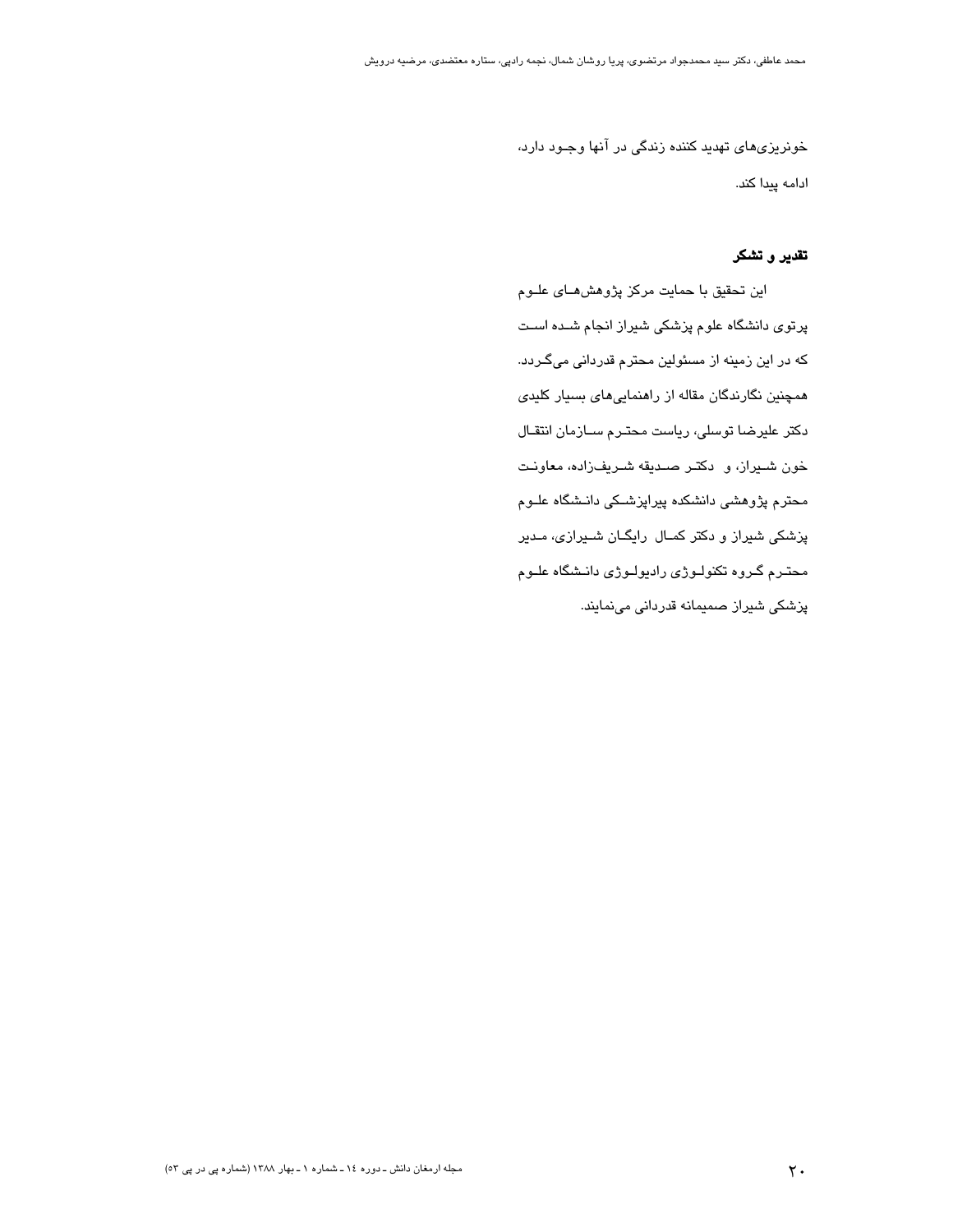خونریزی‌های تهدید کننده زندگی در آنها وجـود دارد، ادامه پیدا کند.

## تقدیر و تشکر

این تحقیق با حمایت مرکز پژوهش‌هـای علـوم پرتوی دانشگاه علوم پزشکی شیراز انجام شـده اسـت که در این زمینه از مسئولین محترم قدردانی می‌گـردد. همچنین نگارندگان مقاله از راهنمایی‌های بسیار کلیدی دکتر علیرضا توسلی، ریاست محتـرم سـازمان انتقـال خون شـیراز، و دکتـر صـدیقه شـریف‌زاده، معاونـت محترم پژوهشی دانشکده پیراپزشـکی دانـشگاه علـوم پزشکی شیراز و دکتر کمـال رایگـان شـیرازی، مـدیر محتـرم گـروه تکنولـوژی رادیولـوژی دانـشگاه علـوم پزشکی شیراز صمیمانه قدردانی می‌نمایند.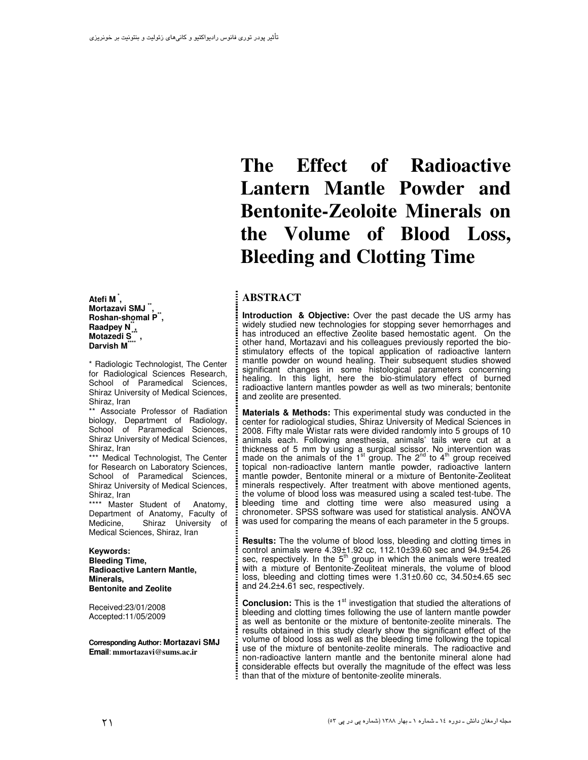# The Effect of Radioactive Lantern Mantle Powder and Bentonite-Zeoloite Minerals on the Volume of Blood Loss, Bleeding and Clotting Time

**Atefi M [*],**
**Mortazavi SMJ [**],**
**Roshan-shomal P [**],**
**Raadpey N [**],**
**Motazedi S [***],**
**Darvish M [****]**

[*] Radiologic Technologist, The Center for Radiological Sciences Research, School of Paramedical Sciences, Shiraz University of Medical Sciences, Shiraz, Iran

[**] Associate Professor of Radiation biology, Department of Radiology, School of Paramedical Sciences, Shiraz University of Medical Sciences, Shiraz, Iran

[***] Medical Technologist, The Center for Research on Laboratory Sciences, School of Paramedical Sciences, Shiraz University of Medical Sciences, Shiraz, Iran

[****] Master Student of Anatomy, Department of Anatomy, Faculty of Medicine, Shiraz University of Medical Sciences, Shiraz, Iran

**Keywords:**
**Bleeding Time,**
**Radioactive Lantern Mantle,**
**Minerals,**
**Bentonite and Zeolite**

Received:23/01/2008
Accepted:11/05/2009

**Corresponding Author: Mortazavi SMJ**
**Email**: **mmortazavi@sums.ac.ir**

## ABSTRACT

**Introduction & Objective:** Over the past decade the US army has widely studied new technologies for stopping sever hemorrhages and has introduced an effective Zeolite based hemostatic agent. On the other hand, Mortazavi and his colleagues previously reported the bio-stimulatory effects of the topical application of radioactive lantern mantle powder on wound healing. Their subsequent studies showed significant changes in some histological parameters concerning healing. In this light, here the bio-stimulatory effect of burned radioactive lantern mantles powder as well as two minerals; bentonite and zeolite are presented.

**Materials & Methods:** This experimental study was conducted in the center for radiological studies, Shiraz University of Medical Sciences in 2008. Fifty male Wistar rats were divided randomly into 5 groups of 10 animals each. Following anesthesia, animals' tails were cut at a thickness of 5 mm by using a surgical scissor. No intervention was made on the animals of the 1st group. The 2nd to 4th group received topical non-radioactive lantern mantle powder, radioactive lantern mantle powder, Bentonite mineral or a mixture of Bentonite-Zeoliteat minerals respectively. After treatment with above mentioned agents, the volume of blood loss was measured using a scaled test-tube. The bleeding time and clotting time were also measured using a chronometer. SPSS software was used for statistical analysis. ANOVA was used for comparing the means of each parameter in the 5 groups.

**Results:** The the volume of blood loss, bleeding and clotting times in control animals were 4.39±1.92 cc, 112.10±39.60 sec and 94.9±54.26 sec, respectively. In the 5th group in which the animals were treated with a mixture of Bentonite-Zeoliteat minerals, the volume of blood loss, bleeding and clotting times were 1.31±0.60 cc, 34.50±4.65 sec and 24.2±4.61 sec, respectively.

**Conclusion:** This is the 1st investigation that studied the alterations of bleeding and clotting times following the use of lantern mantle powder as well as bentonite or the mixture of bentonite-zeolite minerals. The results obtained in this study clearly show the significant effect of the volume of blood loss as well as the bleeding time following the topical use of the mixture of bentonite-zeolite minerals. The radioactive and non-radioactive lantern mantle and the bentonite mineral alone had considerable effects but overally the magnitude of the effect was less than that of the mixture of bentonite-zeolite minerals.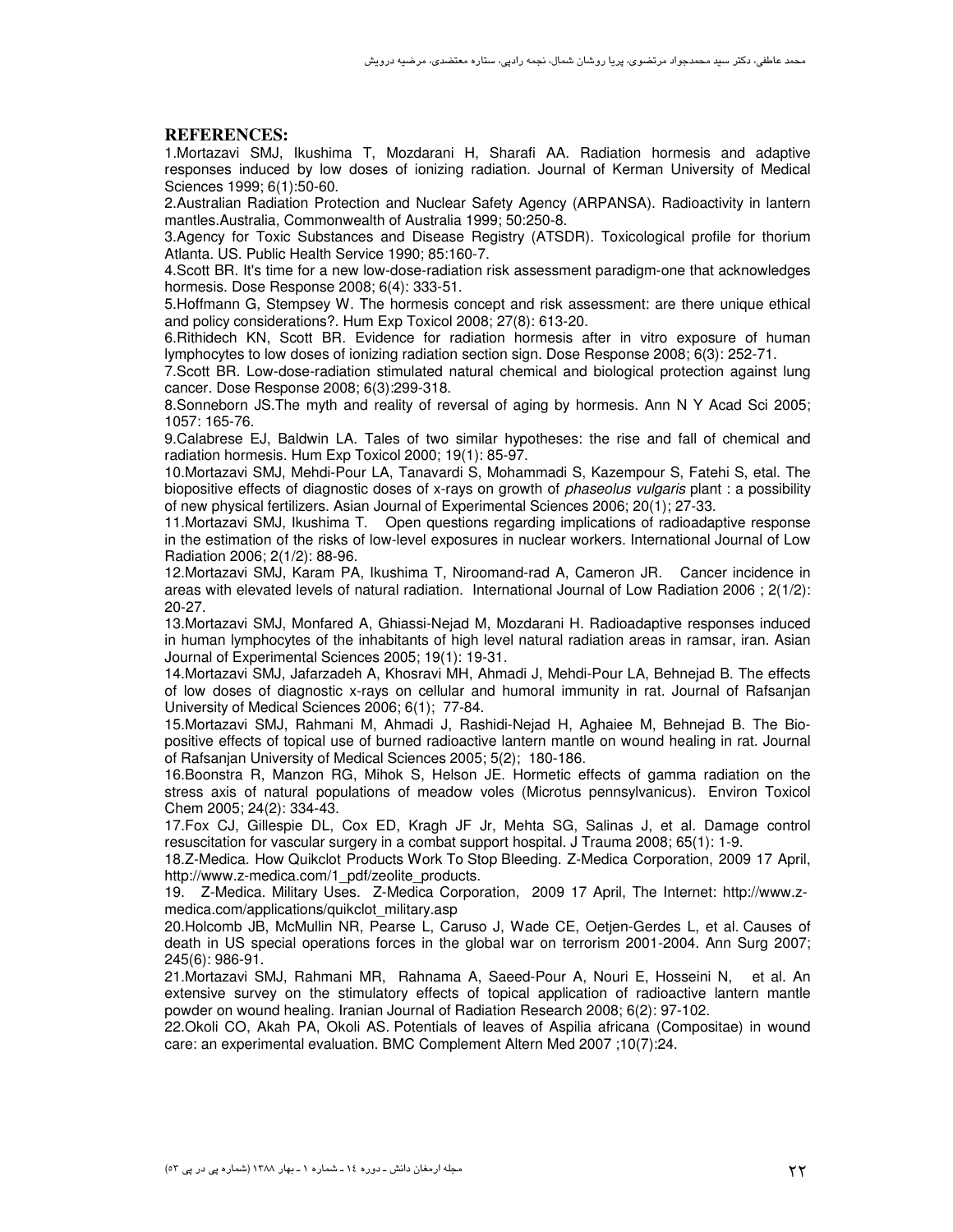## REFERENCES:

1.Mortazavi SMJ, Ikushima T, Mozdarani H, Sharafi AA. Radiation hormesis and adaptive responses induced by low doses of ionizing radiation. Journal of Kerman University of Medical Sciences 1999; 6(1):50-60.

2.Australian Radiation Protection and Nuclear Safety Agency (ARPANSA). Radioactivity in lantern mantles.Australia, Commonwealth of Australia 1999; 50:250-8.

3.Agency for Toxic Substances and Disease Registry (ATSDR). Toxicological profile for thorium Atlanta. US. Public Health Service 1990; 85:160-7.

4.Scott BR. It's time for a new low-dose-radiation risk assessment paradigm-one that acknowledges hormesis. Dose Response 2008; 6(4): 333-51.

5.Hoffmann G, Stempsey W. The hormesis concept and risk assessment: are there unique ethical and policy considerations?. Hum Exp Toxicol 2008; 27(8): 613-20.

6.Rithidech KN, Scott BR. Evidence for radiation hormesis after in vitro exposure of human lymphocytes to low doses of ionizing radiation section sign. Dose Response 2008; 6(3): 252-71.

7.Scott BR. Low-dose-radiation stimulated natural chemical and biological protection against lung cancer. Dose Response 2008; 6(3):299-318.

8.Sonneborn JS.The myth and reality of reversal of aging by hormesis. Ann N Y Acad Sci 2005; 1057: 165-76.

9.Calabrese EJ, Baldwin LA. Tales of two similar hypotheses: the rise and fall of chemical and radiation hormesis. Hum Exp Toxicol 2000; 19(1): 85-97.

10.Mortazavi SMJ, Mehdi-Pour LA, Tanavardi S, Mohammadi S, Kazempour S, Fatehi S, etal. The biopositive effects of diagnostic doses of x-rays on growth of *phaseolus vulgaris* plant : a possibility of new physical fertilizers. Asian Journal of Experimental Sciences 2006; 20(1); 27-33.

11.Mortazavi SMJ, Ikushima T. Open questions regarding implications of radioadaptive response in the estimation of the risks of low-level exposures in nuclear workers. International Journal of Low Radiation 2006; 2(1/2): 88-96.

12.Mortazavi SMJ, Karam PA, Ikushima T, Niroomand-rad A, Cameron JR. Cancer incidence in areas with elevated levels of natural radiation. International Journal of Low Radiation 2006 ; 2(1/2): 20-27.

13.Mortazavi SMJ, Monfared A, Ghiassi-Nejad M, Mozdarani H. Radioadaptive responses induced in human lymphocytes of the inhabitants of high level natural radiation areas in ramsar, iran. Asian Journal of Experimental Sciences 2005; 19(1): 19-31.

14.Mortazavi SMJ, Jafarzadeh A, Khosravi MH, Ahmadi J, Mehdi-Pour LA, Behnejad B. The effects of low doses of diagnostic x-rays on cellular and humoral immunity in rat. Journal of Rafsanjan University of Medical Sciences 2006; 6(1); 77-84.

15.Mortazavi SMJ, Rahmani M, Ahmadi J, Rashidi-Nejad H, Aghaiee M, Behnejad B. The Bio-positive effects of topical use of burned radioactive lantern mantle on wound healing in rat. Journal of Rafsanjan University of Medical Sciences 2005; 5(2); 180-186.

16.Boonstra R, Manzon RG, Mihok S, Helson JE. Hormetic effects of gamma radiation on the stress axis of natural populations of meadow voles (Microtus pennsylvanicus). Environ Toxicol Chem 2005; 24(2): 334-43.

17.Fox CJ, Gillespie DL, Cox ED, Kragh JF Jr, Mehta SG, Salinas J, et al. Damage control resuscitation for vascular surgery in a combat support hospital. J Trauma 2008; 65(1): 1-9.

18.Z-Medica. How Quikclot Products Work To Stop Bleeding. Z-Medica Corporation, 2009 17 April, http://www.z-medica.com/1_pdf/zeolite_products.

19. Z-Medica. Military Uses. Z-Medica Corporation, 2009 17 April, The Internet: http://www.z-medica.com/applications/quikclot_military.asp

20.Holcomb JB, McMullin NR, Pearse L, Caruso J, Wade CE, Oetjen-Gerdes L, et al. Causes of death in US special operations forces in the global war on terrorism 2001-2004. Ann Surg 2007; 245(6): 986-91.

21.Mortazavi SMJ, Rahmani MR, Rahnama A, Saeed-Pour A, Nouri E, Hosseini N, et al. An extensive survey on the stimulatory effects of topical application of radioactive lantern mantle powder on wound healing. Iranian Journal of Radiation Research 2008; 6(2): 97-102.

22.Okoli CO, Akah PA, Okoli AS. Potentials of leaves of Aspilia africana (Compositae) in wound care: an experimental evaluation. BMC Complement Altern Med 2007 ;10(7):24.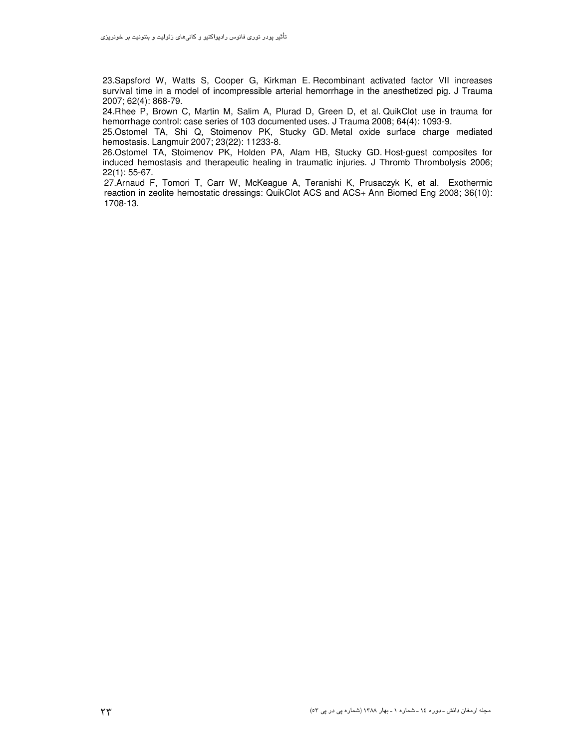23.Sapsford W, Watts S, Cooper G, Kirkman E. Recombinant activated factor VII increases survival time in a model of incompressible arterial hemorrhage in the anesthetized pig. J Trauma 2007; 62(4): 868-79.

24.Rhee P, Brown C, Martin M, Salim A, Plurad D, Green D, et al. QuikClot use in trauma for hemorrhage control: case series of 103 documented uses. J Trauma 2008; 64(4): 1093-9.

25.Ostomel TA, Shi Q, Stoimenov PK, Stucky GD. Metal oxide surface charge mediated hemostasis. Langmuir 2007; 23(22): 11233-8.

26.Ostomel TA, Stoimenov PK, Holden PA, Alam HB, Stucky GD. Host-guest composites for induced hemostasis and therapeutic healing in traumatic injuries. J Thromb Thrombolysis 2006; 22(1): 55-67.

27.Arnaud F, Tomori T, Carr W, McKeague A, Teranishi K, Prusaczyk K, et al. Exothermic reaction in zeolite hemostatic dressings: QuikClot ACS and ACS+ Ann Biomed Eng 2008; 36(10): 1708-13.